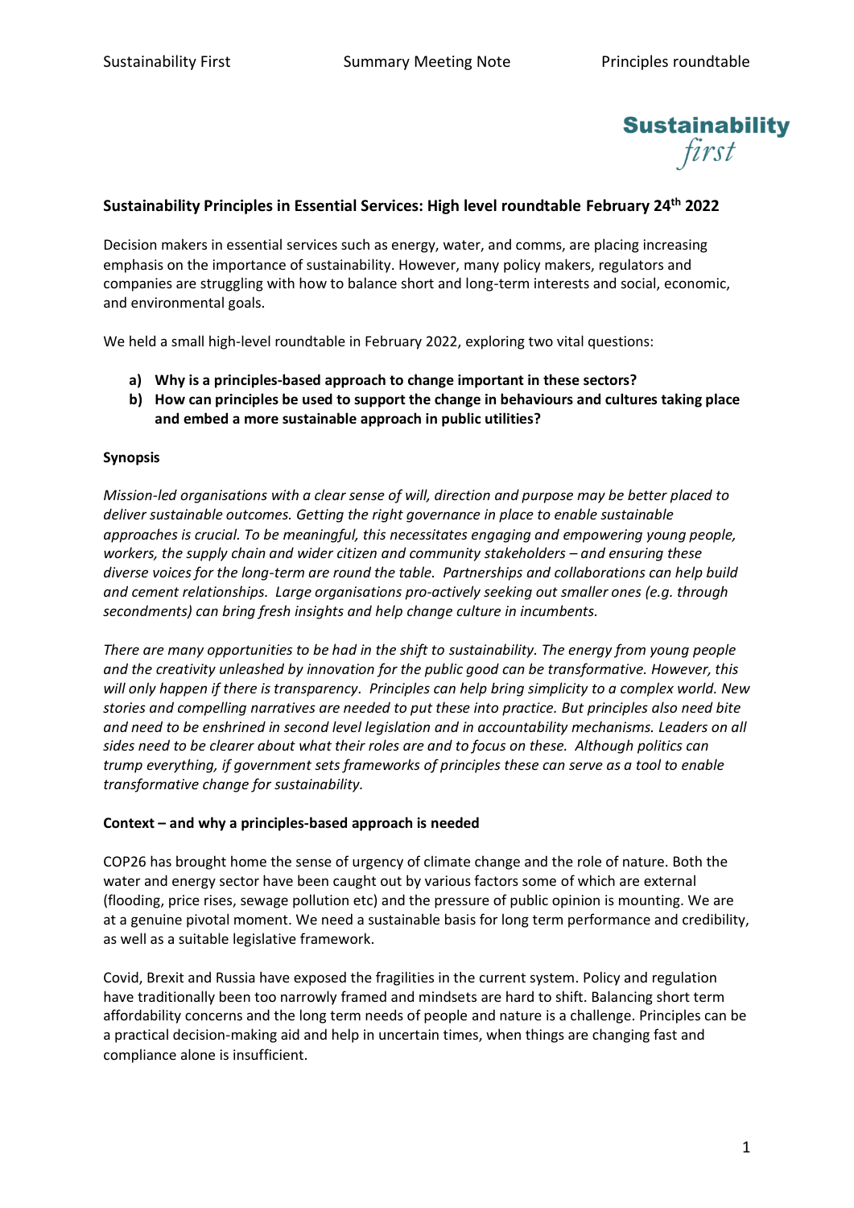## Sustainability Principles in Essential Services: High level roundtable February 24th 2022

Decision makers in essential services such as energy, water, and comms, are placing increasing emphasis on the importance of sustainability. However, many policy makers, regulators and companies are struggling with how to balance short and long-term interests and social, economic, and environmental goals.

We held a small high-level roundtable in February 2022, exploring two vital questions:

a) **Why is a principles-based approach to change important in these sectors?**
b) **How can principles be used to support the change in behaviours and cultures taking place and embed a more sustainable approach in public utilities?**

### Synopsis

*Mission-led organisations with a clear sense of will, direction and purpose may be better placed to deliver sustainable outcomes. Getting the right governance in place to enable sustainable approaches is crucial. To be meaningful, this necessitates engaging and empowering young people, workers, the supply chain and wider citizen and community stakeholders – and ensuring these diverse voices for the long-term are round the table. Partnerships and collaborations can help build and cement relationships. Large organisations pro-actively seeking out smaller ones (e.g. through secondments) can bring fresh insights and help change culture in incumbents.*

*There are many opportunities to be had in the shift to sustainability. The energy from young people and the creativity unleashed by innovation for the public good can be transformative. However, this will only happen if there is transparency. Principles can help bring simplicity to a complex world. New stories and compelling narratives are needed to put these into practice. But principles also need bite and need to be enshrined in second level legislation and in accountability mechanisms. Leaders on all sides need to be clearer about what their roles are and to focus on these. Although politics can trump everything, if government sets frameworks of principles these can serve as a tool to enable transformative change for sustainability.*

### Context – and why a principles-based approach is needed

COP26 has brought home the sense of urgency of climate change and the role of nature. Both the water and energy sector have been caught out by various factors some of which are external (flooding, price rises, sewage pollution etc) and the pressure of public opinion is mounting. We are at a genuine pivotal moment. We need a sustainable basis for long term performance and credibility, as well as a suitable legislative framework.

Covid, Brexit and Russia have exposed the fragilities in the current system. Policy and regulation have traditionally been too narrowly framed and mindsets are hard to shift. Balancing short term affordability concerns and the long term needs of people and nature is a challenge. Principles can be a practical decision-making aid and help in uncertain times, when things are changing fast and compliance alone is insufficient.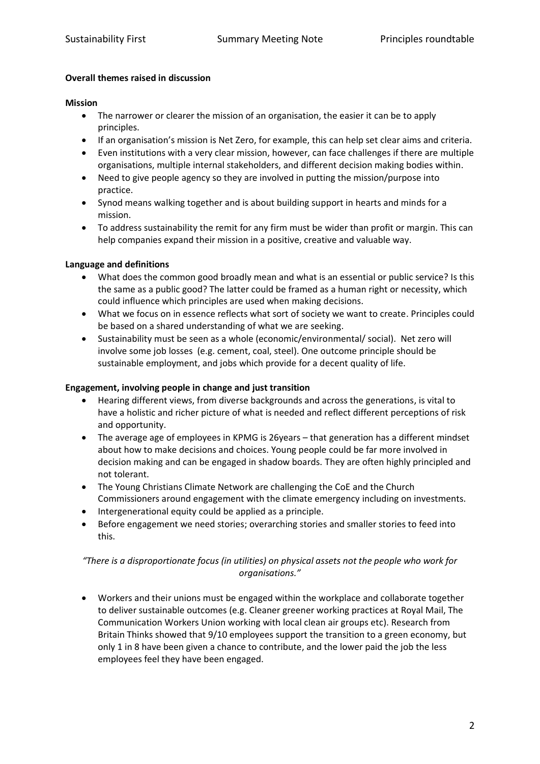**Overall themes raised in discussion**

**Mission**

- The narrower or clearer the mission of an organisation, the easier it can be to apply principles.
- If an organisation's mission is Net Zero, for example, this can help set clear aims and criteria.
- Even institutions with a very clear mission, however, can face challenges if there are multiple organisations, multiple internal stakeholders, and different decision making bodies within.
- Need to give people agency so they are involved in putting the mission/purpose into practice.
- Synod means walking together and is about building support in hearts and minds for a mission.
- To address sustainability the remit for any firm must be wider than profit or margin. This can help companies expand their mission in a positive, creative and valuable way.

**Language and definitions**

- What does the common good broadly mean and what is an essential or public service? Is this the same as a public good? The latter could be framed as a human right or necessity, which could influence which principles are used when making decisions.
- What we focus on in essence reflects what sort of society we want to create. Principles could be based on a shared understanding of what we are seeking.
- Sustainability must be seen as a whole (economic/environmental/ social). Net zero will involve some job losses (e.g. cement, coal, steel). One outcome principle should be sustainable employment, and jobs which provide for a decent quality of life.

**Engagement, involving people in change and just transition**

- Hearing different views, from diverse backgrounds and across the generations, is vital to have a holistic and richer picture of what is needed and reflect different perceptions of risk and opportunity.
- The average age of employees in KPMG is 26years – that generation has a different mindset about how to make decisions and choices. Young people could be far more involved in decision making and can be engaged in shadow boards. They are often highly principled and not tolerant.
- The Young Christians Climate Network are challenging the CoE and the Church Commissioners around engagement with the climate emergency including on investments.
- Intergenerational equity could be applied as a principle.
- Before engagement we need stories; overarching stories and smaller stories to feed into this.

*"There is a disproportionate focus (in utilities) on physical assets not the people who work for organisations."*

- Workers and their unions must be engaged within the workplace and collaborate together to deliver sustainable outcomes (e.g. Cleaner greener working practices at Royal Mail, The Communication Workers Union working with local clean air groups etc). Research from Britain Thinks showed that 9/10 employees support the transition to a green economy, but only 1 in 8 have been given a chance to contribute, and the lower paid the job the less employees feel they have been engaged.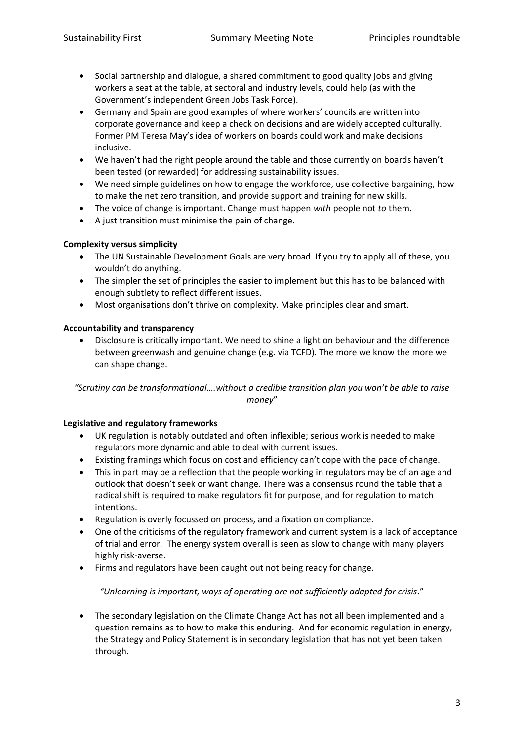- Social partnership and dialogue, a shared commitment to good quality jobs and giving workers a seat at the table, at sectoral and industry levels, could help (as with the Government's independent Green Jobs Task Force).
- Germany and Spain are good examples of where workers' councils are written into corporate governance and keep a check on decisions and are widely accepted culturally. Former PM Teresa May's idea of workers on boards could work and make decisions inclusive.
- We haven't had the right people around the table and those currently on boards haven't been tested (or rewarded) for addressing sustainability issues.
- We need simple guidelines on how to engage the workforce, use collective bargaining, how to make the net zero transition, and provide support and training for new skills.
- The voice of change is important. Change must happen *with* people not *to* them.
- A just transition must minimise the pain of change.

**Complexity versus simplicity**

- The UN Sustainable Development Goals are very broad. If you try to apply all of these, you wouldn't do anything.
- The simpler the set of principles the easier to implement but this has to be balanced with enough subtlety to reflect different issues.
- Most organisations don't thrive on complexity. Make principles clear and smart.

**Accountability and transparency**

- Disclosure is critically important. We need to shine a light on behaviour and the difference between greenwash and genuine change (e.g. via TCFD). The more we know the more we can shape change.

*"Scrutiny can be transformational….without a credible transition plan you won't be able to raise money"*

**Legislative and regulatory frameworks**

- UK regulation is notably outdated and often inflexible; serious work is needed to make regulators more dynamic and able to deal with current issues.
- Existing framings which focus on cost and efficiency can't cope with the pace of change.
- This in part may be a reflection that the people working in regulators may be of an age and outlook that doesn't seek or want change. There was a consensus round the table that a radical shift is required to make regulators fit for purpose, and for regulation to match intentions.
- Regulation is overly focussed on process, and a fixation on compliance.
- One of the criticisms of the regulatory framework and current system is a lack of acceptance of trial and error. The energy system overall is seen as slow to change with many players highly risk-averse.
- Firms and regulators have been caught out not being ready for change.

*"Unlearning is important, ways of operating are not sufficiently adapted for crisis."*

- The secondary legislation on the Climate Change Act has not all been implemented and a question remains as to how to make this enduring. And for economic regulation in energy, the Strategy and Policy Statement is in secondary legislation that has not yet been taken through.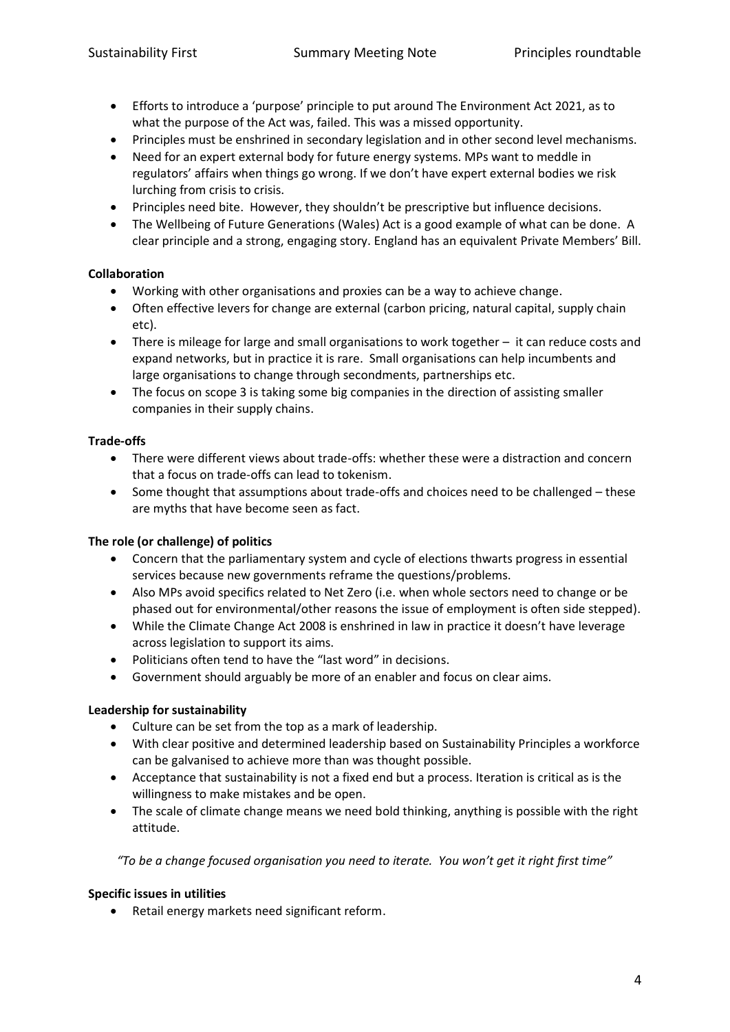- Efforts to introduce a 'purpose' principle to put around The Environment Act 2021, as to what the purpose of the Act was, failed. This was a missed opportunity.
- Principles must be enshrined in secondary legislation and in other second level mechanisms.
- Need for an expert external body for future energy systems. MPs want to meddle in regulators' affairs when things go wrong. If we don't have expert external bodies we risk lurching from crisis to crisis.
- Principles need bite. However, they shouldn't be prescriptive but influence decisions.
- The Wellbeing of Future Generations (Wales) Act is a good example of what can be done. A clear principle and a strong, engaging story. England has an equivalent Private Members' Bill.

**Collaboration**

- Working with other organisations and proxies can be a way to achieve change.
- Often effective levers for change are external (carbon pricing, natural capital, supply chain etc).
- There is mileage for large and small organisations to work together – it can reduce costs and expand networks, but in practice it is rare. Small organisations can help incumbents and large organisations to change through secondments, partnerships etc.
- The focus on scope 3 is taking some big companies in the direction of assisting smaller companies in their supply chains.

**Trade-offs**

- There were different views about trade-offs: whether these were a distraction and concern that a focus on trade-offs can lead to tokenism.
- Some thought that assumptions about trade-offs and choices need to be challenged – these are myths that have become seen as fact.

**The role (or challenge) of politics**

- Concern that the parliamentary system and cycle of elections thwarts progress in essential services because new governments reframe the questions/problems.
- Also MPs avoid specifics related to Net Zero (i.e. when whole sectors need to change or be phased out for environmental/other reasons the issue of employment is often side stepped).
- While the Climate Change Act 2008 is enshrined in law in practice it doesn't have leverage across legislation to support its aims.
- Politicians often tend to have the "last word" in decisions.
- Government should arguably be more of an enabler and focus on clear aims.

**Leadership for sustainability**

- Culture can be set from the top as a mark of leadership.
- With clear positive and determined leadership based on Sustainability Principles a workforce can be galvanised to achieve more than was thought possible.
- Acceptance that sustainability is not a fixed end but a process. Iteration is critical as is the willingness to make mistakes and be open.
- The scale of climate change means we need bold thinking, anything is possible with the right attitude.

*"To be a change focused organisation you need to iterate. You won't get it right first time"*

**Specific issues in utilities**

- Retail energy markets need significant reform.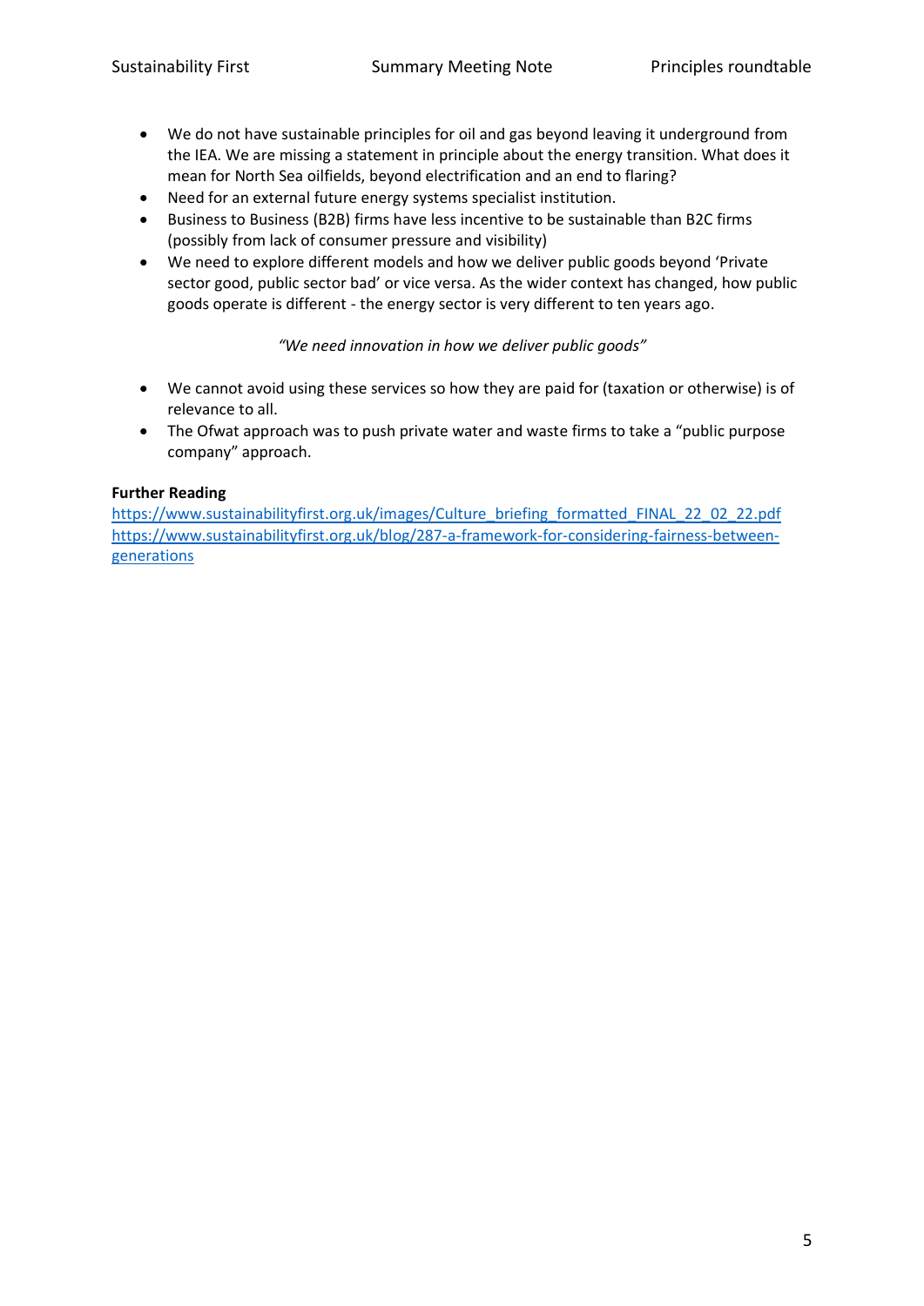- We do not have sustainable principles for oil and gas beyond leaving it underground from the IEA. We are missing a statement in principle about the energy transition. What does it mean for North Sea oilfields, beyond electrification and an end to flaring?
- Need for an external future energy systems specialist institution.
- Business to Business (B2B) firms have less incentive to be sustainable than B2C firms (possibly from lack of consumer pressure and visibility)
- We need to explore different models and how we deliver public goods beyond 'Private sector good, public sector bad' or vice versa. As the wider context has changed, how public goods operate is different - the energy sector is very different to ten years ago.

*"We need innovation in how we deliver public goods"*

- We cannot avoid using these services so how they are paid for (taxation or otherwise) is of relevance to all.
- The Ofwat approach was to push private water and waste firms to take a "public purpose company" approach.

**Further Reading**

https://www.sustainabilityfirst.org.uk/images/Culture_briefing_formatted_FINAL_22_02_22.pdf
https://www.sustainabilityfirst.org.uk/blog/287-a-framework-for-considering-fairness-between-generations